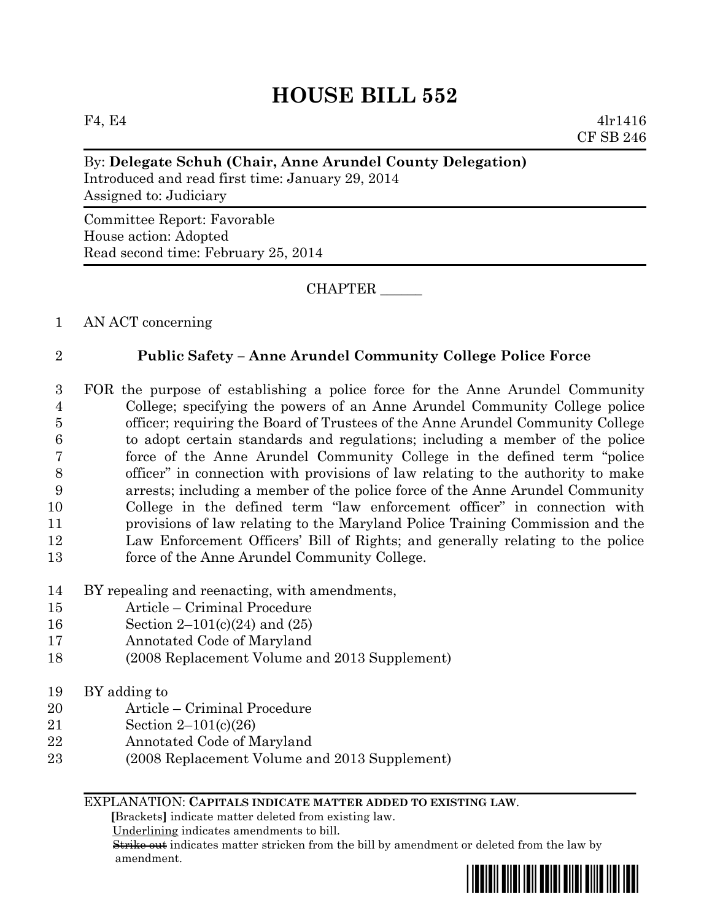# HOUSE BILL 552

F4, E4 4lr1416
CF SB 246

By: **Delegate Schuh (Chair, Anne Arundel County Delegation)**
Introduced and read first time: January 29, 2014
Assigned to: Judiciary

---

Committee Report: Favorable
House action: Adopted
Read second time: February 25, 2014

---

CHAPTER ______

1 AN ACT concerning

2 **Public Safety – Anne Arundel Community College Police Force**

3 FOR the purpose of establishing a police force for the Anne Arundel Community
4 College; specifying the powers of an Anne Arundel Community College police
5 officer; requiring the Board of Trustees of the Anne Arundel Community College
6 to adopt certain standards and regulations; including a member of the police
7 force of the Anne Arundel Community College in the defined term "police
8 officer" in connection with provisions of law relating to the authority to make
9 arrests; including a member of the police force of the Anne Arundel Community
10 College in the defined term "law enforcement officer" in connection with
11 provisions of law relating to the Maryland Police Training Commission and the
12 Law Enforcement Officers' Bill of Rights; and generally relating to the police
13 force of the Anne Arundel Community College.

14 BY repealing and reenacting, with amendments,
15 Article – Criminal Procedure
16 Section 2–101(c)(24) and (25)
17 Annotated Code of Maryland
18 (2008 Replacement Volume and 2013 Supplement)

19 BY adding to
20 Article – Criminal Procedure
21 Section 2–101(c)(26)
22 Annotated Code of Maryland
23 (2008 Replacement Volume and 2013 Supplement)

---

EXPLANATION: **CAPITALS INDICATE MATTER ADDED TO EXISTING LAW.**
**[**Brackets**]** indicate matter deleted from existing law.
Underlining indicates amendments to bill.
~~Strike out~~ indicates matter stricken from the bill by amendment or deleted from the law by amendment.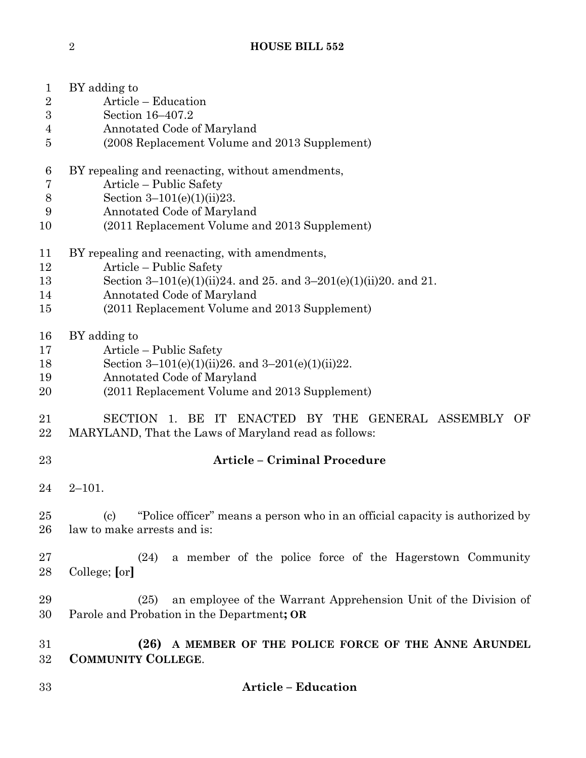BY adding to
Article – Education
Section 16–407.2
Annotated Code of Maryland
(2008 Replacement Volume and 2013 Supplement)

BY repealing and reenacting, without amendments,
Article – Public Safety
Section 3–101(e)(1)(ii)23.
Annotated Code of Maryland
(2011 Replacement Volume and 2013 Supplement)

BY repealing and reenacting, with amendments,
Article – Public Safety
Section 3–101(e)(1)(ii)24. and 25. and 3–201(e)(1)(ii)20. and 21.
Annotated Code of Maryland
(2011 Replacement Volume and 2013 Supplement)

BY adding to
Article – Public Safety
Section 3–101(e)(1)(ii)26. and 3–201(e)(1)(ii)22.
Annotated Code of Maryland
(2011 Replacement Volume and 2013 Supplement)

SECTION 1. BE IT ENACTED BY THE GENERAL ASSEMBLY OF MARYLAND, That the Laws of Maryland read as follows:

**Article – Criminal Procedure**

2–101.

(c) "Police officer" means a person who in an official capacity is authorized by law to make arrests and is:

(24) a member of the police force of the Hagerstown Community College; **[**or**]**

(25) an employee of the Warrant Apprehension Unit of the Division of Parole and Probation in the Department**; OR**

**(26) A MEMBER OF THE POLICE FORCE OF THE ANNE ARUNDEL COMMUNITY COLLEGE**.

**Article – Education**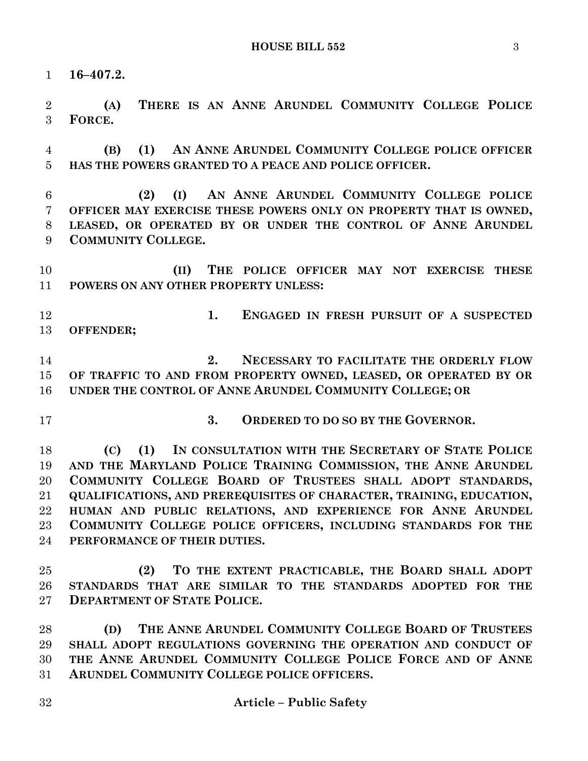**16–407.2.**

**(A) THERE IS AN ANNE ARUNDEL COMMUNITY COLLEGE POLICE FORCE.**

**(B) (1) AN ANNE ARUNDEL COMMUNITY COLLEGE POLICE OFFICER HAS THE POWERS GRANTED TO A PEACE AND POLICE OFFICER.**

**(2) (I) AN ANNE ARUNDEL COMMUNITY COLLEGE POLICE OFFICER MAY EXERCISE THESE POWERS ONLY ON PROPERTY THAT IS OWNED, LEASED, OR OPERATED BY OR UNDER THE CONTROL OF ANNE ARUNDEL COMMUNITY COLLEGE.**

**(II) THE POLICE OFFICER MAY NOT EXERCISE THESE POWERS ON ANY OTHER PROPERTY UNLESS:**

**1. ENGAGED IN FRESH PURSUIT OF A SUSPECTED OFFENDER;**

**2. NECESSARY TO FACILITATE THE ORDERLY FLOW OF TRAFFIC TO AND FROM PROPERTY OWNED, LEASED, OR OPERATED BY OR UNDER THE CONTROL OF ANNE ARUNDEL COMMUNITY COLLEGE; OR**

**3. ORDERED TO DO SO BY THE GOVERNOR.**

**(C) (1) IN CONSULTATION WITH THE SECRETARY OF STATE POLICE AND THE MARYLAND POLICE TRAINING COMMISSION, THE ANNE ARUNDEL COMMUNITY COLLEGE BOARD OF TRUSTEES SHALL ADOPT STANDARDS, QUALIFICATIONS, AND PREREQUISITES OF CHARACTER, TRAINING, EDUCATION, HUMAN AND PUBLIC RELATIONS, AND EXPERIENCE FOR ANNE ARUNDEL COMMUNITY COLLEGE POLICE OFFICERS, INCLUDING STANDARDS FOR THE PERFORMANCE OF THEIR DUTIES.**

**(2) TO THE EXTENT PRACTICABLE, THE BOARD SHALL ADOPT STANDARDS THAT ARE SIMILAR TO THE STANDARDS ADOPTED FOR THE DEPARTMENT OF STATE POLICE.**

**(D) THE ANNE ARUNDEL COMMUNITY COLLEGE BOARD OF TRUSTEES SHALL ADOPT REGULATIONS GOVERNING THE OPERATION AND CONDUCT OF THE ANNE ARUNDEL COMMUNITY COLLEGE POLICE FORCE AND OF ANNE ARUNDEL COMMUNITY COLLEGE POLICE OFFICERS.**

**Article – Public Safety**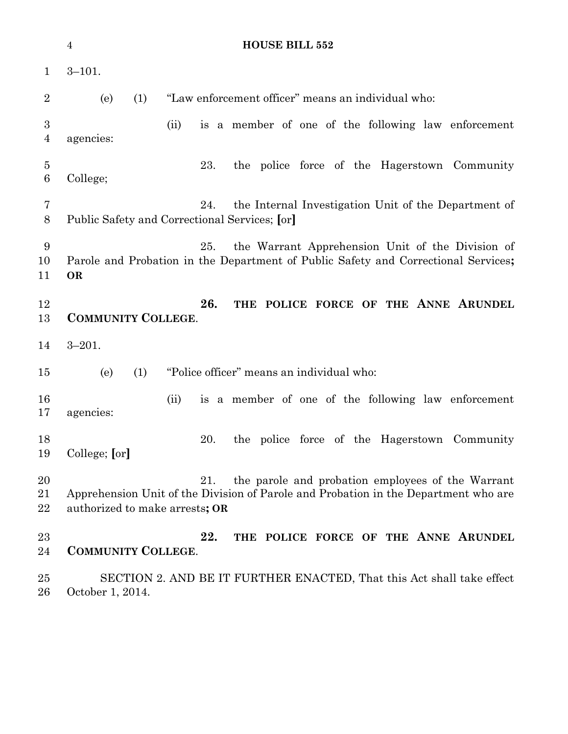3–101.

(e) (1) "Law enforcement officer" means an individual who:

(ii) is a member of one of the following law enforcement agencies:

23. the police force of the Hagerstown Community College;

24. the Internal Investigation Unit of the Department of Public Safety and Correctional Services; [or]

25. the Warrant Apprehension Unit of the Division of Parole and Probation in the Department of Public Safety and Correctional Services**; OR**

**26. THE POLICE FORCE OF THE ANNE ARUNDEL COMMUNITY COLLEGE**.

3–201.

(e) (1) "Police officer" means an individual who:

(ii) is a member of one of the following law enforcement agencies:

20. the police force of the Hagerstown Community College; [or]

21. the parole and probation employees of the Warrant Apprehension Unit of the Division of Parole and Probation in the Department who are authorized to make arrests**; OR**

**22. THE POLICE FORCE OF THE ANNE ARUNDEL COMMUNITY COLLEGE**.

SECTION 2. AND BE IT FURTHER ENACTED, That this Act shall take effect October 1, 2014.